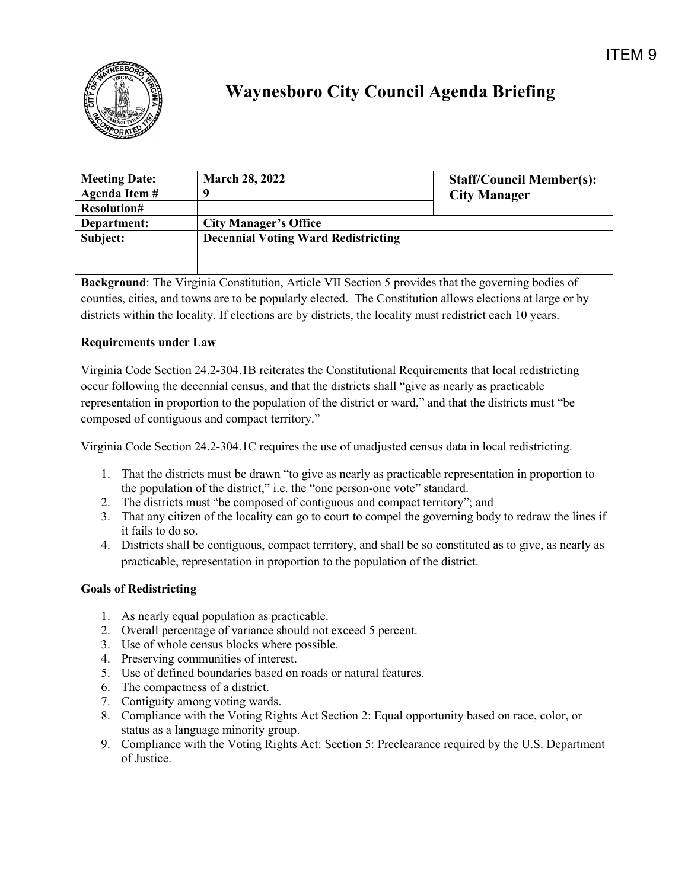ITEM 9

# Waynesboro City Council Agenda Briefing

| Meeting Date: | March 28, 2022 | Staff/Council Member(s): City Manager |
|---|---|---|
| Agenda Item # | 9 | |
| Resolution# | | |
| Department: | City Manager's Office | |
| Subject: | Decennial Voting Ward Redistricting | |
| | | |
| | | |

**Background**: The Virginia Constitution, Article VII Section 5 provides that the governing bodies of counties, cities, and towns are to be popularly elected. The Constitution allows elections at large or by districts within the locality. If elections are by districts, the locality must redistrict each 10 years.

**Requirements under Law**

Virginia Code Section 24.2-304.1B reiterates the Constitutional Requirements that local redistricting occur following the decennial census, and that the districts shall "give as nearly as practicable representation in proportion to the population of the district or ward," and that the districts must "be composed of contiguous and compact territory."

Virginia Code Section 24.2-304.1C requires the use of unadjusted census data in local redistricting.

1. That the districts must be drawn "to give as nearly as practicable representation in proportion to the population of the district," i.e. the "one person-one vote" standard.
2. The districts must "be composed of contiguous and compact territory"; and
3. That any citizen of the locality can go to court to compel the governing body to redraw the lines if it fails to do so.
4. Districts shall be contiguous, compact territory, and shall be so constituted as to give, as nearly as practicable, representation in proportion to the population of the district.

**Goals of Redistricting**

1. As nearly equal population as practicable.
2. Overall percentage of variance should not exceed 5 percent.
3. Use of whole census blocks where possible.
4. Preserving communities of interest.
5. Use of defined boundaries based on roads or natural features.
6. The compactness of a district.
7. Contiguity among voting wards.
8. Compliance with the Voting Rights Act Section 2: Equal opportunity based on race, color, or status as a language minority group.
9. Compliance with the Voting Rights Act: Section 5: Preclearance required by the U.S. Department of Justice.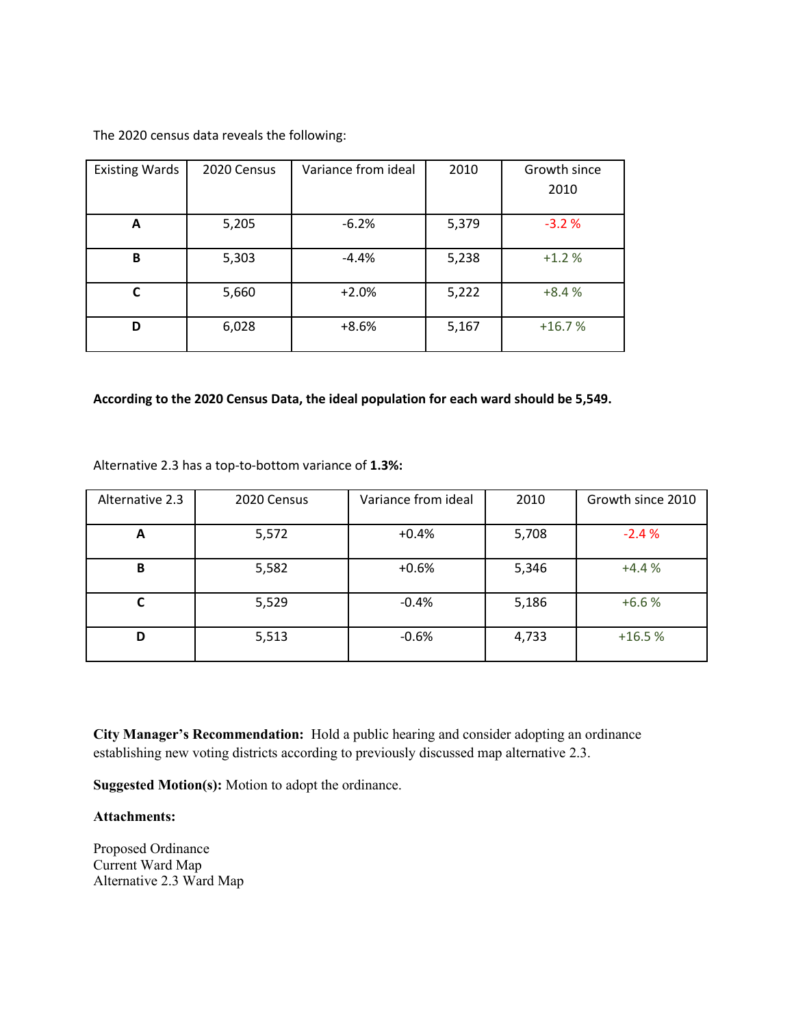The 2020 census data reveals the following:

| Existing Wards | 2020 Census | Variance from ideal | 2010 | Growth since 2010 |
|---|---|---|---|---|
| **A** | 5,205 | -6.2% | 5,379 | -3.2 % |
| **B** | 5,303 | -4.4% | 5,238 | +1.2 % |
| **C** | 5,660 | +2.0% | 5,222 | +8.4 % |
| **D** | 6,028 | +8.6% | 5,167 | +16.7 % |

**According to the 2020 Census Data, the ideal population for each ward should be 5,549.**

Alternative 2.3 has a top-to-bottom variance of **1.3%:**

| Alternative 2.3 | 2020 Census | Variance from ideal | 2010 | Growth since 2010 |
|---|---|---|---|---|
| **A** | 5,572 | +0.4% | 5,708 | -2.4 % |
| **B** | 5,582 | +0.6% | 5,346 | +4.4 % |
| **C** | 5,529 | -0.4% | 5,186 | +6.6 % |
| **D** | 5,513 | -0.6% | 4,733 | +16.5 % |

**City Manager's Recommendation:** Hold a public hearing and consider adopting an ordinance establishing new voting districts according to previously discussed map alternative 2.3.

**Suggested Motion(s):** Motion to adopt the ordinance.

**Attachments:**

Proposed Ordinance
Current Ward Map
Alternative 2.3 Ward Map